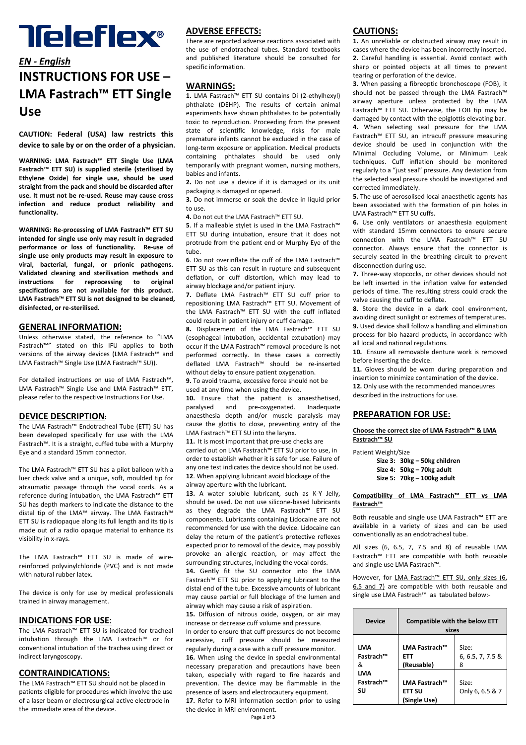# Teleflex®

## *EN - English*

# INSTRUCTIONS FOR USE – LMA Fastrach™ ETT Single Use

**CAUTION: Federal (USA) law restricts this device to sale by or on the order of a physician.**

**WARNING: LMA Fastrach™ ETT Single Use (LMA Fastrach™ ETT SU) is supplied sterile (sterilised by Ethylene Oxide) for single use, should be used straight from the pack and should be discarded after use. It must not be re-used. Reuse may cause cross infection and reduce product reliability and functionality.**

**WARNING: Re-processing of LMA Fastrach™ ETT SU intended for single use only may result in degraded performance or loss of functionality. Re-use of single use only products may result in exposure to viral, bacterial, fungal, or prionic pathogens. Validated cleaning and sterilisation methods and instructions for reprocessing to original specifications are not available for this product. LMA Fastrach™ ETT SU is not designed to be cleaned, disinfected, or re-sterilised.**

## GENERAL INFORMATION:

Unless otherwise stated, the reference to "LMA Fastrach™" stated on this IFU applies to both versions of the airway devices (LMA Fastrach™ and LMA Fastrach™ Single Use (LMA Fastrach™ SU)).

For detailed instructions on use of LMA Fastrach™, LMA Fastrach™ Single Use and LMA Fastrach™ ETT, please refer to the respective Instructions For Use.

## DEVICE DESCRIPTION:

The LMA Fastrach™ Endotracheal Tube (ETT) SU has been developed specifically for use with the LMA Fastrach™. It is a straight, cuffed tube with a Murphy Eye and a standard 15mm connector.

The LMA Fastrach™ ETT SU has a pilot balloon with a luer check valve and a unique, soft, moulded tip for atraumatic passage through the vocal cords. As a reference during intubation, the LMA Fastrach™ ETT SU has depth markers to indicate the distance to the distal tip of the LMA™ airway. The LMA Fastrach™ ETT SU is radiopaque along its full length and its tip is made out of a radio opaque material to enhance its visibility in x-rays.

The LMA Fastrach™ ETT SU is made of wire-reinforced polyvinylchloride (PVC) and is not made with natural rubber latex.

The device is only for use by medical professionals trained in airway management.

## INDICATIONS FOR USE:

The LMA Fastrach™ ETT SU is indicated for tracheal intubation through the LMA Fastrach™ or for conventional intubation of the trachea using direct or indirect laryngoscopy.

## CONTRAINDICATIONS:

The LMA Fastrach™ ETT SU should not be placed in patients eligible for procedures which involve the use of a laser beam or electrosurgical active electrode in the immediate area of the device.

## ADVERSE EFFECTS:

There are reported adverse reactions associated with the use of endotracheal tubes. Standard textbooks and published literature should be consulted for specific information.

## WARNINGS:

**1.** LMA Fastrach™ ETT SU contains Di (2-ethylhexyl) phthalate (DEHP). The results of certain animal experiments have shown phthalates to be potentially toxic to reproduction. Proceeding from the present state of scientific knowledge, risks for male premature infants cannot be excluded in the case of long-term exposure or application. Medical products containing phthalates should be used only temporarily with pregnant women, nursing mothers, babies and infants.

**2.** Do not use a device if it is damaged or its unit packaging is damaged or opened.

**3.** Do not immerse or soak the device in liquid prior to use.

**4.** Do not cut the LMA Fastrach™ ETT SU.

**5**. If a malleable stylet is used in the LMA Fastrach™ ETT SU during intubation, ensure that it does not protrude from the patient end or Murphy Eye of the tube.

**6**. Do not overinflate the cuff of the LMA Fastrach™ ETT SU as this can result in rupture and subsequent deflation, or cuff distortion, which may lead to airway blockage and/or patient injury.

**7.** Deflate LMA Fastrach™ ETT SU cuff prior to repositioning LMA Fastrach™ ETT SU. Movement of the LMA Fastrach™ ETT SU with the cuff inflated could result in patient injury or cuff damage.

**8.** Displacement of the LMA Fastrach™ ETT SU (esophageal intubation, accidental extubation) may occur if the LMA Fastrach™ removal procedure is not performed correctly. In these cases a correctly deflated LMA Fastrach™ should be re-inserted without delay to ensure patient oxygenation.

**9.** To avoid trauma, excessive force should not be used at any time when using the device.

**10.** Ensure that the patient is anaesthetised, paralysed and pre-oxygenated. Inadequate anaesthesia depth and/or muscle paralysis may cause the glottis to close, preventing entry of the LMA Fastrach™ ETT SU into the larynx.

**11.** It is most important that pre-use checks are carried out on LMA Fastrach™ ETT SU prior to use, in order to establish whether it is safe for use. Failure of any one test indicates the device should not be used.

**12**. When applying lubricant avoid blockage of the airway aperture with the lubricant.

**13.** A water soluble lubricant, such as K-Y Jelly, should be used. Do not use silicone-based lubricants as they degrade the LMA Fastrach™ ETT SU components. Lubricants containing Lidocaine are not recommended for use with the device. Lidocaine can delay the return of the patient's protective reflexes expected prior to removal of the device, may possibly provoke an allergic reaction, or may affect the surrounding structures, including the vocal cords.

**14.** Gently fit the SU connector into the LMA Fastrach™ ETT SU prior to applying lubricant to the distal end of the tube. Excessive amounts of lubricant may cause partial or full blockage of the lumen and airway which may cause a risk of aspiration.

**15.** Diffusion of nitrous oxide, oxygen, or air may increase or decrease cuff volume and pressure. In order to ensure that cuff pressures do not become excessive, cuff pressure should be measured regularly during a case with a cuff pressure monitor.

**16.** When using the device in special environmental necessary preparation and precautions have been taken, especially with regard to fire hazards and prevention. The device may be flammable in the presence of lasers and electrocautery equipment.

**17.** Refer to MRI information section prior to using the device in MRI environment.

## CAUTIONS:

**1.** An unreliable or obstructed airway may result in cases where the device has been incorrectly inserted.

**2.** Careful handling is essential. Avoid contact with sharp or pointed objects at all times to prevent tearing or perforation of the device.

**3.** When passing a fibreoptic bronchoscope (FOB), it should not be passed through the LMA Fastrach™ airway aperture unless protected by the LMA Fastrach™ ETT SU. Otherwise, the FOB tip may be damaged by contact with the epiglottis elevating bar.

**4.** When selecting seal pressure for the LMA Fastrach™ ETT SU, an intracuff pressure measuring device should be used in conjunction with the Minimal Occluding Volume, or Minimum Leak techniques. Cuff inflation should be monitored regularly to a "just seal" pressure. Any deviation from the selected seal pressure should be investigated and corrected immediately.

**5.** The use of aerosolised local anaesthetic agents has been associated with the formation of pin holes in LMA Fastrach™ ETT SU cuffs.

**6.** Use only ventilators or anaesthesia equipment with standard 15mm connectors to ensure secure connection with the LMA Fastrach™ ETT SU connector. Always ensure that the connector is securely seated in the breathing circuit to prevent disconnection during use.

**7.** Three-way stopcocks, or other devices should not be left inserted in the inflation valve for extended periods of time. The resulting stress could crack the valve causing the cuff to deflate.

**8.** Store the device in a dark cool environment, avoiding direct sunlight or extremes of temperatures.

**9.** Used device shall follow a handling and elimination process for bio-hazard products, in accordance with all local and national regulations.

**10.** Ensure all removable denture work is removed before inserting the device.

**11.** Gloves should be worn during preparation and insertion to minimize contamination of the device.

**12.** Only use with the recommended manoeuvres described in the instructions for use.

## PREPARATION FOR USE:

**Choose the correct size of LMA Fastrach™ & LMA Fastrach™ SU**

Patient Weight/Size

- **Size 3: 30kg – 50kg children**
- **Size 4: 50kg – 70kg adult**
- **Size 5: 70kg – 100kg adult**

**Compatibility of LMA Fastrach™ ETT vs LMA Fastrach™**

Both reusable and single use LMA Fastrach™ ETT are available in a variety of sizes and can be used conventionally as an endotracheal tube.

All sizes (6, 6.5, 7, 7.5 and 8) of reusable LMA Fastrach™ ETT are compatible with both reusable and single use LMA Fastrach™.

However, for LMA Fastrach™ ETT SU, only sizes (6, 6.5 and 7) are compatible with both reusable and single use LMA Fastrach™ as tabulated below:-

| Device | Compatible with the below ETT sizes | |
|---|---|---|
| **LMA Fastrach™ & LMA Fastrach™ SU** | **LMA Fastrach™ ETT (Reusable)** | Size: 6, 6.5, 7, 7.5 & 8 |
| | **LMA Fastrach™ ETT SU (Single Use)** | Size: Only 6, 6.5 & 7 |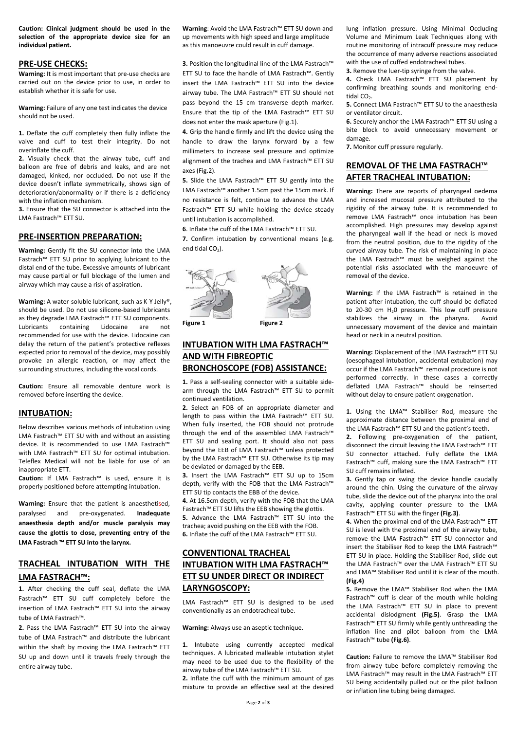**Caution: Clinical judgment should be used in the selection of the appropriate device size for an individual patient.**

## PRE-USE CHECKS:

**Warning:** It is most important that pre-use checks are carried out on the device prior to use, in order to establish whether it is safe for use.

**Warning:** Failure of any one test indicates the device should not be used.

**1.** Deflate the cuff completely then fully inflate the valve and cuff to test their integrity. Do not overinflate the cuff.

**2.** Visually check that the airway tube, cuff and balloon are free of debris and leaks, and are not damaged, kinked, nor occluded. Do not use if the device doesn't inflate symmetrically, shows sign of deterioration/abnormality or if there is a deficiency with the inflation mechanism.

**3.** Ensure that the SU connector is attached into the LMA Fastrach™ ETT SU.

## PRE-INSERTION PREPARATION:

**Warning:** Gently fit the SU connector into the LMA Fastrach™ ETT SU prior to applying lubricant to the distal end of the tube. Excessive amounts of lubricant may cause partial or full blockage of the lumen and airway which may cause a risk of aspiration.

**Warning:** A water-soluble lubricant, such as K-Y Jelly®, should be used. Do not use silicone-based lubricants as they degrade LMA Fastrach™ ETT SU components. Lubricants containing Lidocaine are not recommended for use with the device. Lidocaine can delay the return of the patient's protective reflexes expected prior to removal of the device, may possibly provoke an allergic reaction, or may affect the surrounding structures, including the vocal cords.

**Caution:** Ensure all removable denture work is removed before inserting the device.

## INTUBATION:

Below describes various methods of intubation using LMA Fastrach™ ETT SU with and without an assisting device. It is recommended to use LMA Fastrach™ with LMA Fastrach™ ETT SU for optimal intubation. Teleflex Medical will not be liable for use of an inappropriate ETT.

**Caution:** If LMA Fastrach™ is used, ensure it is properly positioned before attempting intubation.

**Warning:** Ensure that the patient is anaesthetised, paralysed and pre-oxygenated. **Inadequate anaesthesia depth and/or muscle paralysis may cause the glottis to close, preventing entry of the LMA Fastrach ™ ETT SU into the larynx.**

## TRACHEAL INTUBATION WITH THE LMA FASTRACH™:

**1.** After checking the cuff seal, deflate the LMA Fastrach™ ETT SU cuff completely before the insertion of LMA Fastrach™ ETT SU into the airway tube of LMA Fastrach™.

**2.** Pass the LMA Fastrach™ ETT SU into the airway tube of LMA Fastrach™ and distribute the lubricant within the shaft by moving the LMA Fastrach™ ETT SU up and down until it travels freely through the entire airway tube.

**Warning**: Avoid the LMA Fastrach™ ETT SU down and up movements with high speed and large amplitude as this manoeuvre could result in cuff damage.

**3.** Position the longitudinal line of the LMA Fastrach™ ETT SU to face the handle of LMA Fastrach™. Gently insert the LMA Fastrach™ ETT SU into the device airway tube. The LMA Fastrach™ ETT SU should not pass beyond the 15 cm transverse depth marker. Ensure that the tip of the LMA Fastrach™ ETT SU does not enter the mask aperture (Fig.1).

**4.** Grip the handle firmly and lift the device using the handle to draw the larynx forward by a few millimeters to increase seal pressure and optimize alignment of the trachea and LMA Fastrach™ ETT SU axes (Fig.2).

**5.** Slide the LMA Fastrach™ ETT SU gently into the LMA Fastrach™ another 1.5cm past the 15cm mark. If no resistance is felt, continue to advance the LMA Fastrach™ ETT SU while holding the device steady until intubation is accomplished.

**6**. Inflate the cuff of the LMA Fastrach™ ETT SU.

**7.** Confirm intubation by conventional means (e.g. end tidal $CO_2$).

Figure 1

Figure 2

## INTUBATION WITH LMA FASTRACH™ AND WITH FIBREOPTIC BRONCHOSCOPE (FOB) ASSISTANCE:

**1.** Pass a self-sealing connector with a suitable side-arm through the LMA Fastrach™ ETT SU to permit continued ventilation.

**2.** Select an FOB of an appropriate diameter and length to pass within the LMA Fastrach™ ETT SU. When fully inserted, the FOB should not protrude through the end of the assembled LMA Fastrach™ ETT SU and sealing port. It should also not pass beyond the EEB of LMA Fastrach™ unless protected by the LMA Fastrach™ ETT SU. Otherwise its tip may be deviated or damaged by the EEB.

**3.** Insert the LMA Fastrach™ ETT SU up to 15cm depth, verify with the FOB that the LMA Fastrach™ ETT SU tip contacts the EBB of the device.

**4.** At 16.5cm depth, verify with the FOB that the LMA Fastrach™ ETT SU lifts the EEB showing the glottis.

**5.** Advance the LMA Fastrach™ ETT SU into the trachea; avoid pushing on the EEB with the FOB.

**6.** Inflate the cuff of the LMA Fastrach™ ETT SU.

## CONVENTIONAL TRACHEAL INTUBATION WITH LMA FASTRACH™ ETT SU UNDER DIRECT OR INDIRECT LARYNGOSCOPY:

LMA Fastrach™ ETT SU is designed to be used conventionally as an endotracheal tube.

**Warning:** Always use an aseptic technique.

**1.** Intubate using currently accepted medical techniques. A lubricated malleable intubation stylet may need to be used due to the flexibility of the airway tube of the LMA Fastrach™ ETT SU.

**2.** Inflate the cuff with the minimum amount of gas mixture to provide an effective seal at the desired lung inflation pressure. Using Minimal Occluding Volume and Minimum Leak Techniques along with routine monitoring of intracuff pressure may reduce the occurrence of many adverse reactions associated with the use of cuffed endotracheal tubes.

**3.** Remove the luer-tip syringe from the valve.

**4.** Check LMA Fastrach™ ETT SU placement by confirming breathing sounds and monitoring end-tidal $CO_2$.

**5.** Connect LMA Fastrach™ ETT SU to the anaesthesia or ventilator circuit.

**6.** Securely anchor the LMA Fastrach™ ETT SU using a bite block to avoid unnecessary movement or damage.

**7.** Monitor cuff pressure regularly.

## REMOVAL OF THE LMA FASTRACH™ AFTER TRACHEAL INTUBATION:

**Warning:** There are reports of pharyngeal oedema and increased mucosal pressure attributed to the rigidity of the airway tube. It is recommended to remove LMA Fastrach™ once intubation has been accomplished. High pressures may develop against the pharyngeal wall if the head or neck is moved from the neutral position, due to the rigidity of the curved airway tube. The risk of maintaining in place the LMA Fastrach™ must be weighed against the potential risks associated with the manoeuvre of removal of the device.

**Warning:** If the LMA Fastrach™ is retained in the patient after intubation, the cuff should be deflated to 20-30 cm $H_2O$ pressure. This low cuff pressure stabilizes the airway in the pharynx. Avoid unnecessary movement of the device and maintain head or neck in a neutral position.

**Warning:** Displacement of the LMA Fastrach™ ETT SU (oesophageal intubation, accidental extubation) may occur if the LMA Fastrach™ removal procedure is not performed correctly. In these cases a correctly deflated LMA Fastrach™ should be reinserted without delay to ensure patient oxygenation.

**1.** Using the LMA™ Stabiliser Rod, measure the approximate distance between the proximal end of the LMA Fastrach™ ETT SU and the patient's teeth.

**2.** Following pre-oxygenation of the patient, disconnect the circuit leaving the LMA Fastrach™ ETT SU connector attached. Fully deflate the LMA Fastrach™ cuff, making sure the LMA Fastrach™ ETT SU cuff remains inflated.

**3.** Gently tap or swing the device handle caudally around the chin. Using the curvature of the airway tube, slide the device out of the pharynx into the oral cavity, applying counter pressure to the LMA Fastrach™ ETT SU with the finger **(Fig.3)**.

**4.** When the proximal end of the LMA Fastrach™ ETT SU is level with the proximal end of the airway tube, remove the LMA Fastrach™ ETT SU connector and insert the Stabiliser Rod to keep the LMA Fastrach™ ETT SU in place. Holding the Stabiliser Rod, slide out the LMA Fastrach™ over the LMA Fastrach™ ETT SU and LMA™ Stabiliser Rod until it is clear of the mouth. **(Fig.4)**

**5.** Remove the LMA™ Stabiliser Rod when the LMA Fastrach™ cuff is clear of the mouth while holding the LMA Fastrach™ ETT SU in place to prevent accidental dislodgment **(Fig.5)**. Grasp the LMA Fastrach™ ETT SU firmly while gently unthreading the inflation line and pilot balloon from the LMA Fastrach™ tube **(Fig.6)**.

**Caution:** Failure to remove the LMA™ Stabiliser Rod from airway tube before completely removing the LMA Fastrach™ may result in the LMA Fastrach™ ETT SU being accidentally pulled out or the pilot balloon or inflation line tubing being damaged.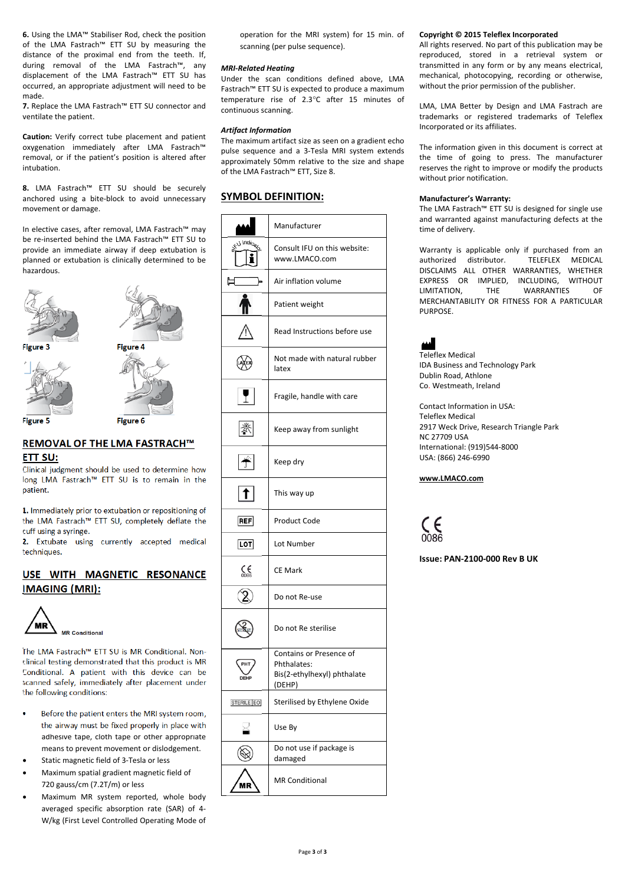**6.** Using the LMA™ Stabiliser Rod, check the position of the LMA Fastrach™ ETT SU by measuring the distance of the proximal end from the teeth. If, during removal of the LMA Fastrach™, any displacement of the LMA Fastrach™ ETT SU has occurred, an appropriate adjustment will need to be made.

**7.** Replace the LMA Fastrach™ ETT SU connector and ventilate the patient.

**Caution:** Verify correct tube placement and patient oxygenation immediately after LMA Fastrach™ removal, or if the patient's position is altered after intubation.

**8.** LMA Fastrach™ ETT SU should be securely anchored using a bite-block to avoid unnecessary movement or damage.

In elective cases, after removal, LMA Fastrach™ may be re-inserted behind the LMA Fastrach™ ETT SU to provide an immediate airway if deep extubation is planned or extubation is clinically determined to be hazardous.

Figure 3

Figure 4

Figure 5

Figure 6

## REMOVAL OF THE LMA FASTRACH™ ETT SU:

Clinical judgment should be used to determine how long LMA Fastrach™ ETT SU is to remain in the patient.

**1.** Immediately prior to extubation or repositioning of the LMA Fastrach™ ETT SU, completely deflate the cuff using a syringe.

**2.** Extubate using currently accepted medical techniques.

## USE WITH MAGNETIC RESONANCE IMAGING (MRI):

MR Conditional

The LMA Fastrach™ ETT SU is MR Conditional. Non-clinical testing demonstrated that this product is MR Conditional. A patient with this device can be scanned safely, immediately after placement under the following conditions:

- Before the patient enters the MRI system room, the airway must be fixed properly in place with adhesive tape, cloth tape or other appropriate means to prevent movement or dislodgement.
- Static magnetic field of 3-Tesla or less
- Maximum spatial gradient magnetic field of 720 gauss/cm (7.2T/m) or less
- Maximum MR system reported, whole body averaged specific absorption rate (SAR) of 4-W/kg (First Level Controlled Operating Mode of operation for the MRI system) for 15 min. of scanning (per pulse sequence).

### *MRI-Related Heating*

Under the scan conditions defined above, LMA Fastrach™ ETT SU is expected to produce a maximum temperature rise of 2.3°C after 15 minutes of continuous scanning.

### *Artifact Information*

The maximum artifact size as seen on a gradient echo pulse sequence and a 3-Tesla MRI system extends approximately 50mm relative to the size and shape of the LMA Fastrach™ ETT, Size 8.

## SYMBOL DEFINITION:

| | |
|---|---|
| | Manufacturer |
| | Consult IFU on this website: www.LMACO.com |
| | Air inflation volume |
| | Patient weight |
| | Read Instructions before use |
| | Not made with natural rubber latex |
| | Fragile, handle with care |
| | Keep away from sunlight |
| | Keep dry |
| | This way up |
| REF | Product Code |
| LOT | Lot Number |
| CE 0086 | CE Mark |
| | Do not Re-use |
| | Do not Re sterilise |
| PHT DEHP | Contains or Presence of Phthalates: Bis(2-ethylhexyl) phthalate (DEHP) |
| STERILE EO | Sterilised by Ethylene Oxide |
| | Use By |
| | Do not use if package is damaged |
| MR | MR Conditional |

**Copyright © 2015 Teleflex Incorporated**

All rights reserved. No part of this publication may be reproduced, stored in a retrieval system or transmitted in any form or by any means electrical, mechanical, photocopying, recording or otherwise, without the prior permission of the publisher.

LMA, LMA Better by Design and LMA Fastrach are trademarks or registered trademarks of Teleflex Incorporated or its affiliates.

The information given in this document is correct at the time of going to press. The manufacturer reserves the right to improve or modify the products without prior notification.

**Manufacturer's Warranty:**

The LMA Fastrach™ ETT SU is designed for single use and warranted against manufacturing defects at the time of delivery.

Warranty is applicable only if purchased from an authorized distributor. TELEFLEX MEDICAL DISCLAIMS ALL OTHER WARRANTIES, WHETHER EXPRESS OR IMPLIED, INCLUDING, WITHOUT LIMITATION, THE WARRANTIES OF MERCHANTABILITY OR FITNESS FOR A PARTICULAR PURPOSE.

Teleflex Medical
IDA Business and Technology Park
Dublin Road, Athlone
Co. Westmeath, Ireland

Contact Information in USA:
Teleflex Medical
2917 Weck Drive, Research Triangle Park
NC 27709 USA
International: (919)544-8000
USA: (866) 246-6990

**www.LMACO.com**

CE 0086

**Issue: PAN-2100-000 Rev B UK**